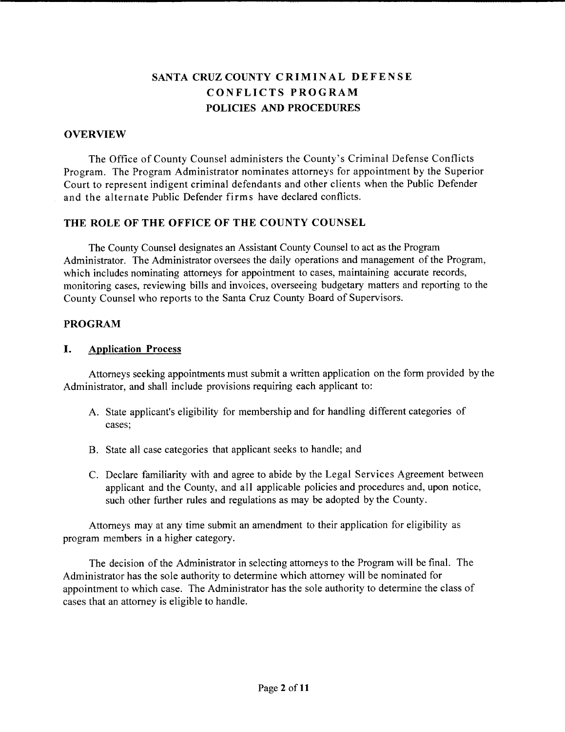# SANTA CRUZ COUNTY CRIMINAL DEFENSE CONFLICTS PROGRAM POLICIES AND PROCEDURES

## OVERVIEW

The Office of County Counsel administers the County's Criminal Defense Conflicts Program. The Program Administrator nominates attorneys for appointment by the Superior Court to represent indigent criminal defendants and other clients when the Public Defender and the alternate Public Defender firms have declared conflicts.

## THE ROLE OF THE OFFICE OF THE COUNTY COUNSEL

The County Counsel designates an Assistant County Counsel to act as the Program Administrator. The Administrator oversees the daily operations and management of the Program, which includes nominating attorneys for appointment to cases, maintaining accurate records, monitoring cases, reviewing bills and invoices, overseeing budgetary matters and reporting to the County Counsel who reports to the Santa Cruz County Board of Supervisors.

## PROGRAM

### I. Application Process

Attorneys seeking appointments must submit a written application on the form provided by the Administrator, and shall include provisions requiring each applicant to:

A. State applicant's eligibility for membership and for handling different categories of cases;

B. State all case categories that applicant seeks to handle; and

C. Declare familiarity with and agree to abide by the Legal Services Agreement between applicant and the County, and all applicable policies and procedures and, upon notice, such other further rules and regulations as may be adopted by the County.

Attorneys may at any time submit an amendment to their application for eligibility as program members in a higher category.

The decision of the Administrator in selecting attorneys to the Program will be final. The Administrator has the sole authority to determine which attorney will be nominated for appointment to which case. The Administrator has the sole authority to determine the class of cases that an attorney is eligible to handle.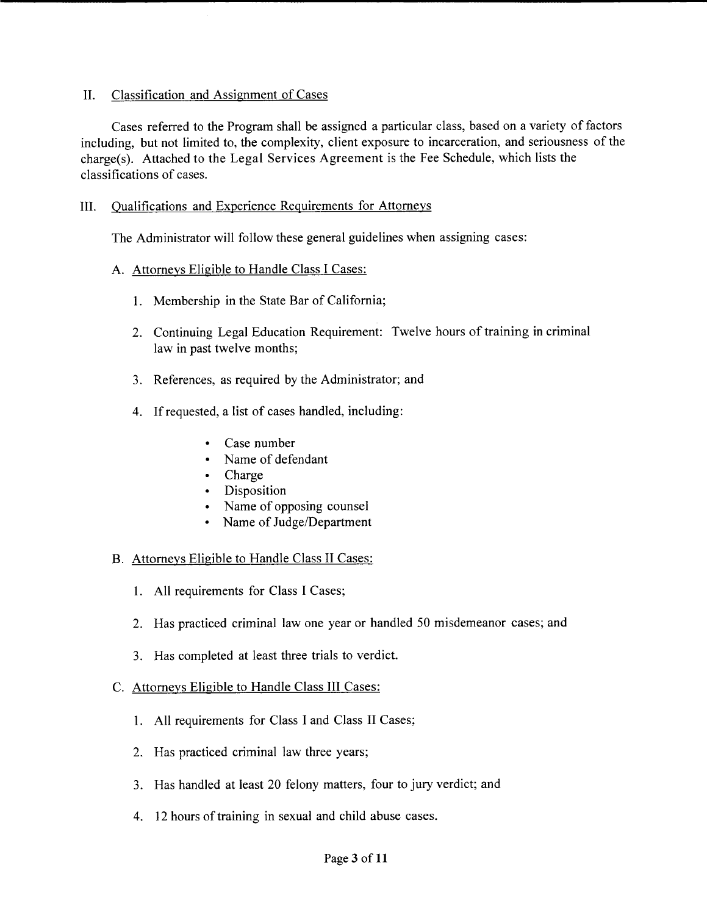## II. Classification and Assignment of Cases

Cases referred to the Program shall be assigned a particular class, based on a variety of factors including, but not limited to, the complexity, client exposure to incarceration, and seriousness of the charge(s). Attached to the Legal Services Agreement is the Fee Schedule, which lists the classifications of cases.

## III. Qualifications and Experience Requirements for Attorneys

The Administrator will follow these general guidelines when assigning cases:

### A. Attorneys Eligible to Handle Class I Cases:

1. Membership in the State Bar of California;
2. Continuing Legal Education Requirement: Twelve hours of training in criminal law in past twelve months;
3. References, as required by the Administrator; and
4. If requested, a list of cases handled, including:
   - Case number
   - Name of defendant
   - Charge
   - Disposition
   - Name of opposing counsel
   - Name of Judge/Department

### B. Attorneys Eligible to Handle Class II Cases:

1. All requirements for Class I Cases;
2. Has practiced criminal law one year or handled 50 misdemeanor cases; and
3. Has completed at least three trials to verdict.

### C. Attorneys Eligible to Handle Class III Cases:

1. All requirements for Class I and Class II Cases;
2. Has practiced criminal law three years;
3. Has handled at least 20 felony matters, four to jury verdict; and
4. 12 hours of training in sexual and child abuse cases.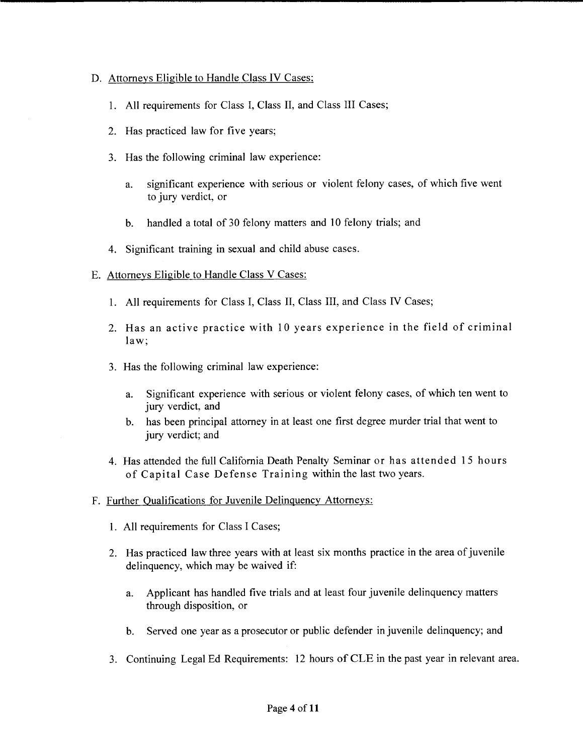D. Attorneys Eligible to Handle Class IV Cases:

1. All requirements for Class I, Class II, and Class III Cases;

2. Has practiced law for five years;

3. Has the following criminal law experience:

   a. significant experience with serious or violent felony cases, of which five went to jury verdict, or

   b. handled a total of 30 felony matters and 10 felony trials; and

4. Significant training in sexual and child abuse cases.

E. Attorneys Eligible to Handle Class V Cases:

1. All requirements for Class I, Class II, Class III, and Class IV Cases;

2. Has an active practice with 10 years experience in the field of criminal law;

3. Has the following criminal law experience:

   a. Significant experience with serious or violent felony cases, of which ten went to jury verdict, and
   b. has been principal attorney in at least one first degree murder trial that went to jury verdict; and

4. Has attended the full California Death Penalty Seminar or has attended 15 hours of Capital Case Defense Training within the last two years.

F. Further Qualifications for Juvenile Delinquency Attorneys:

1. All requirements for Class I Cases;

2. Has practiced law three years with at least six months practice in the area of juvenile delinquency, which may be waived if:

   a. Applicant has handled five trials and at least four juvenile delinquency matters through disposition, or

   b. Served one year as a prosecutor or public defender in juvenile delinquency; and

3. Continuing Legal Ed Requirements: 12 hours of CLE in the past year in relevant area.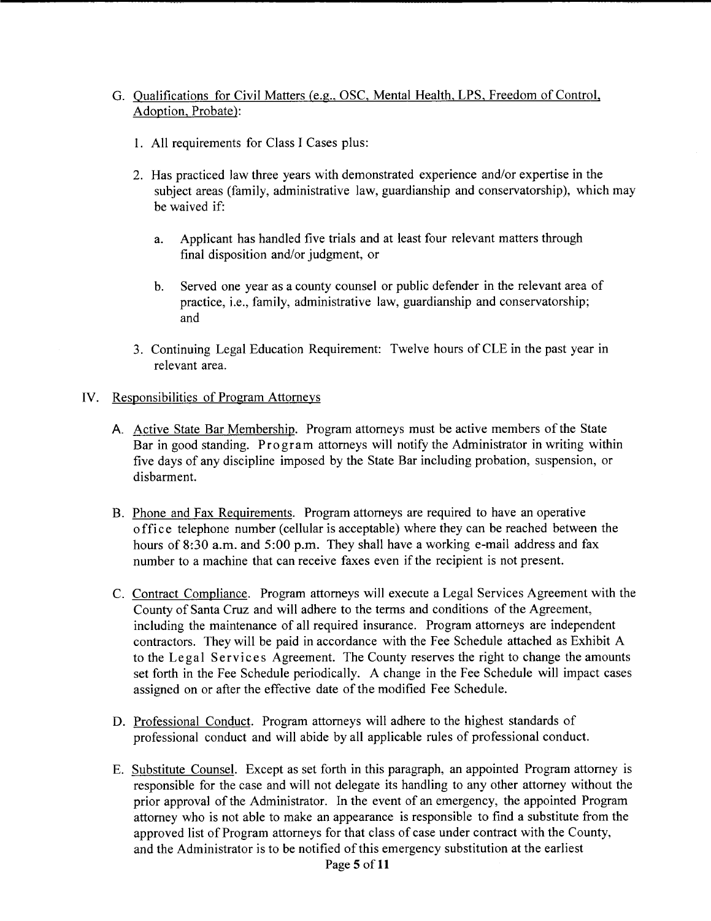G. Qualifications for Civil Matters (e.g., OSC, Mental Health, LPS, Freedom of Control, Adoption, Probate):

1. All requirements for Class I Cases plus:

2. Has practiced law three years with demonstrated experience and/or expertise in the subject areas (family, administrative law, guardianship and conservatorship), which may be waived if:

   a. Applicant has handled five trials and at least four relevant matters through final disposition and/or judgment, or

   b. Served one year as a county counsel or public defender in the relevant area of practice, i.e., family, administrative law, guardianship and conservatorship; and

3. Continuing Legal Education Requirement: Twelve hours of CLE in the past year in relevant area.

## IV. Responsibilities of Program Attorneys

A. Active State Bar Membership. Program attorneys must be active members of the State Bar in good standing. Program attorneys will notify the Administrator in writing within five days of any discipline imposed by the State Bar including probation, suspension, or disbarment.

B. Phone and Fax Requirements. Program attorneys are required to have an operative office telephone number (cellular is acceptable) where they can be reached between the hours of 8:30 a.m. and 5:00 p.m. They shall have a working e-mail address and fax number to a machine that can receive faxes even if the recipient is not present.

C. Contract Compliance. Program attorneys will execute a Legal Services Agreement with the County of Santa Cruz and will adhere to the terms and conditions of the Agreement, including the maintenance of all required insurance. Program attorneys are independent contractors. They will be paid in accordance with the Fee Schedule attached as Exhibit A to the Legal Services Agreement. The County reserves the right to change the amounts set forth in the Fee Schedule periodically. A change in the Fee Schedule will impact cases assigned on or after the effective date of the modified Fee Schedule.

D. Professional Conduct. Program attorneys will adhere to the highest standards of professional conduct and will abide by all applicable rules of professional conduct.

E. Substitute Counsel. Except as set forth in this paragraph, an appointed Program attorney is responsible for the case and will not delegate its handling to any other attorney without the prior approval of the Administrator. In the event of an emergency, the appointed Program attorney who is not able to make an appearance is responsible to find a substitute from the approved list of Program attorneys for that class of case under contract with the County, and the Administrator is to be notified of this emergency substitution at the earliest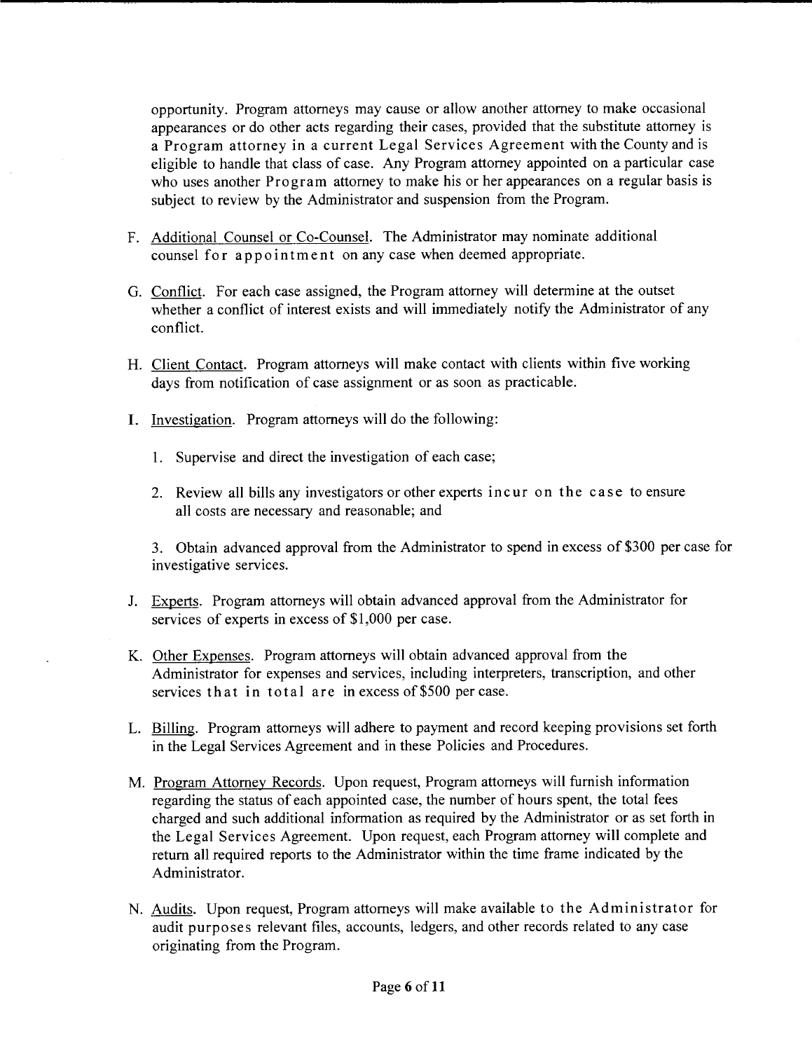opportunity. Program attorneys may cause or allow another attorney to make occasional appearances or do other acts regarding their cases, provided that the substitute attorney is a Program attorney in a current Legal Services Agreement with the County and is eligible to handle that class of case. Any Program attorney appointed on a particular case who uses another Program attorney to make his or her appearances on a regular basis is subject to review by the Administrator and suspension from the Program.

F. Additional Counsel or Co-Counsel. The Administrator may nominate additional counsel for appointment on any case when deemed appropriate.

G. Conflict. For each case assigned, the Program attorney will determine at the outset whether a conflict of interest exists and will immediately notify the Administrator of any conflict.

H. Client Contact. Program attorneys will make contact with clients within five working days from notification of case assignment or as soon as practicable.

I. Investigation. Program attorneys will do the following:

1. Supervise and direct the investigation of each case;

2. Review all bills any investigators or other experts incur on the case to ensure all costs are necessary and reasonable; and

3. Obtain advanced approval from the Administrator to spend in excess of $300 per case for investigative services.

J. Experts. Program attorneys will obtain advanced approval from the Administrator for services of experts in excess of $1,000 per case.

K. Other Expenses. Program attorneys will obtain advanced approval from the Administrator for expenses and services, including interpreters, transcription, and other services that in total are in excess of $500 per case.

L. Billing. Program attorneys will adhere to payment and record keeping provisions set forth in the Legal Services Agreement and in these Policies and Procedures.

M. Program Attorney Records. Upon request, Program attorneys will furnish information regarding the status of each appointed case, the number of hours spent, the total fees charged and such additional information as required by the Administrator or as set forth in the Legal Services Agreement. Upon request, each Program attorney will complete and return all required reports to the Administrator within the time frame indicated by the Administrator.

N. Audits. Upon request, Program attorneys will make available to the Administrator for audit purposes relevant files, accounts, ledgers, and other records related to any case originating from the Program.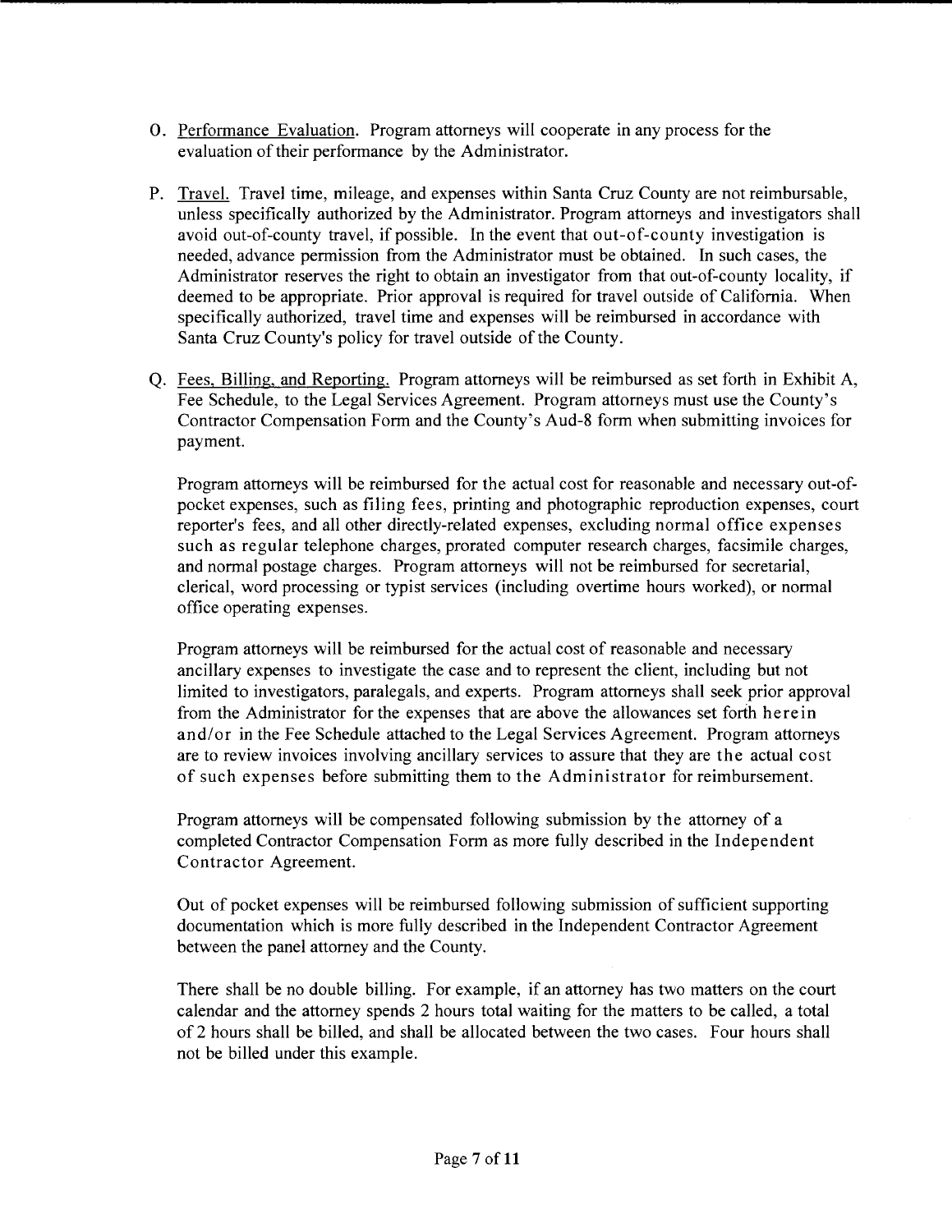O. Performance Evaluation. Program attorneys will cooperate in any process for the evaluation of their performance by the Administrator.

P. Travel. Travel time, mileage, and expenses within Santa Cruz County are not reimbursable, unless specifically authorized by the Administrator. Program attorneys and investigators shall avoid out-of-county travel, if possible. In the event that out-of-county investigation is needed, advance permission from the Administrator must be obtained. In such cases, the Administrator reserves the right to obtain an investigator from that out-of-county locality, if deemed to be appropriate. Prior approval is required for travel outside of California. When specifically authorized, travel time and expenses will be reimbursed in accordance with Santa Cruz County's policy for travel outside of the County.

Q. Fees, Billing, and Reporting. Program attorneys will be reimbursed as set forth in Exhibit A, Fee Schedule, to the Legal Services Agreement. Program attorneys must use the County's Contractor Compensation Form and the County's Aud-8 form when submitting invoices for payment.

Program attorneys will be reimbursed for the actual cost for reasonable and necessary out-of-pocket expenses, such as filing fees, printing and photographic reproduction expenses, court reporter's fees, and all other directly-related expenses, excluding normal office expenses such as regular telephone charges, prorated computer research charges, facsimile charges, and normal postage charges. Program attorneys will not be reimbursed for secretarial, clerical, word processing or typist services (including overtime hours worked), or normal office operating expenses.

Program attorneys will be reimbursed for the actual cost of reasonable and necessary ancillary expenses to investigate the case and to represent the client, including but not limited to investigators, paralegals, and experts. Program attorneys shall seek prior approval from the Administrator for the expenses that are above the allowances set forth herein and/or in the Fee Schedule attached to the Legal Services Agreement. Program attorneys are to review invoices involving ancillary services to assure that they are the actual cost of such expenses before submitting them to the Administrator for reimbursement.

Program attorneys will be compensated following submission by the attorney of a completed Contractor Compensation Form as more fully described in the Independent Contractor Agreement.

Out of pocket expenses will be reimbursed following submission of sufficient supporting documentation which is more fully described in the Independent Contractor Agreement between the panel attorney and the County.

There shall be no double billing. For example, if an attorney has two matters on the court calendar and the attorney spends 2 hours total waiting for the matters to be called, a total of 2 hours shall be billed, and shall be allocated between the two cases. Four hours shall not be billed under this example.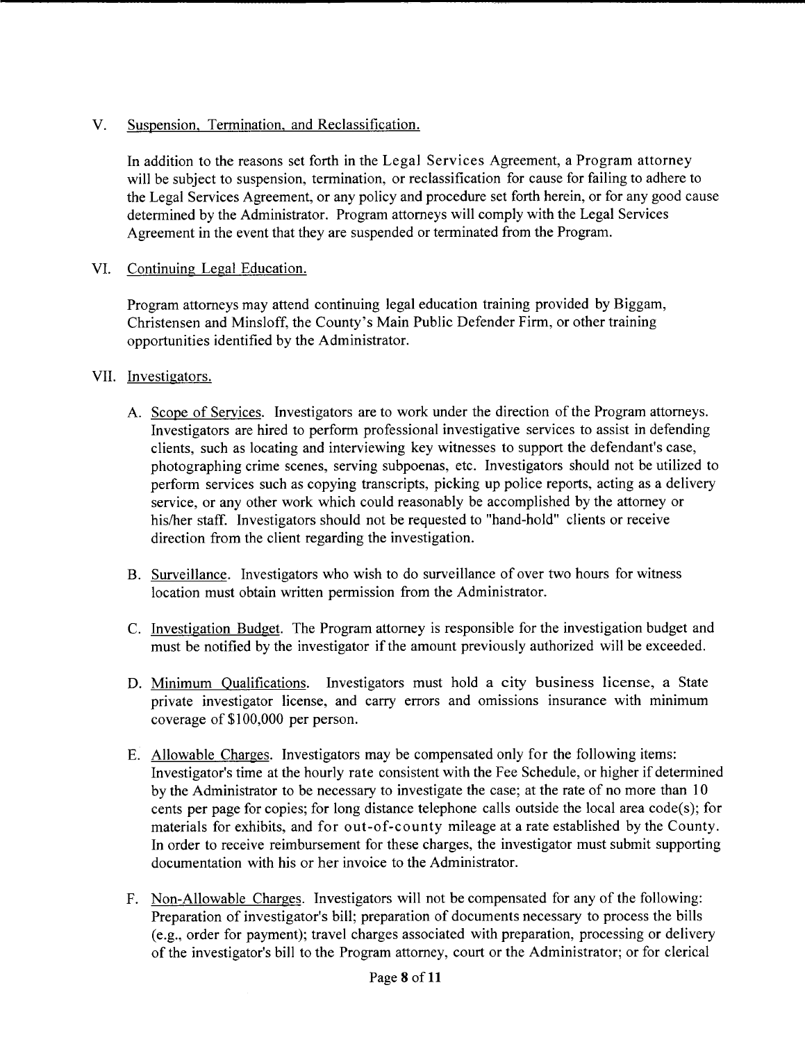## V. Suspension, Termination, and Reclassification.

In addition to the reasons set forth in the Legal Services Agreement, a Program attorney will be subject to suspension, termination, or reclassification for cause for failing to adhere to the Legal Services Agreement, or any policy and procedure set forth herein, or for any good cause determined by the Administrator. Program attorneys will comply with the Legal Services Agreement in the event that they are suspended or terminated from the Program.

## VI. Continuing Legal Education.

Program attorneys may attend continuing legal education training provided by Biggam, Christensen and Minsloff, the County's Main Public Defender Firm, or other training opportunities identified by the Administrator.

## VII. Investigators.

A. Scope of Services. Investigators are to work under the direction of the Program attorneys. Investigators are hired to perform professional investigative services to assist in defending clients, such as locating and interviewing key witnesses to support the defendant's case, photographing crime scenes, serving subpoenas, etc. Investigators should not be utilized to perform services such as copying transcripts, picking up police reports, acting as a delivery service, or any other work which could reasonably be accomplished by the attorney or his/her staff. Investigators should not be requested to "hand-hold" clients or receive direction from the client regarding the investigation.

B. Surveillance. Investigators who wish to do surveillance of over two hours for witness location must obtain written permission from the Administrator.

C. Investigation Budget. The Program attorney is responsible for the investigation budget and must be notified by the investigator if the amount previously authorized will be exceeded.

D. Minimum Qualifications. Investigators must hold a city business license, a State private investigator license, and carry errors and omissions insurance with minimum coverage of $100,000 per person.

E. Allowable Charges. Investigators may be compensated only for the following items: Investigator's time at the hourly rate consistent with the Fee Schedule, or higher if determined by the Administrator to be necessary to investigate the case; at the rate of no more than 10 cents per page for copies; for long distance telephone calls outside the local area code(s); for materials for exhibits, and for out-of-county mileage at a rate established by the County. In order to receive reimbursement for these charges, the investigator must submit supporting documentation with his or her invoice to the Administrator.

F. Non-Allowable Charges. Investigators will not be compensated for any of the following: Preparation of investigator's bill; preparation of documents necessary to process the bills (e.g., order for payment); travel charges associated with preparation, processing or delivery of the investigator's bill to the Program attorney, court or the Administrator; or for clerical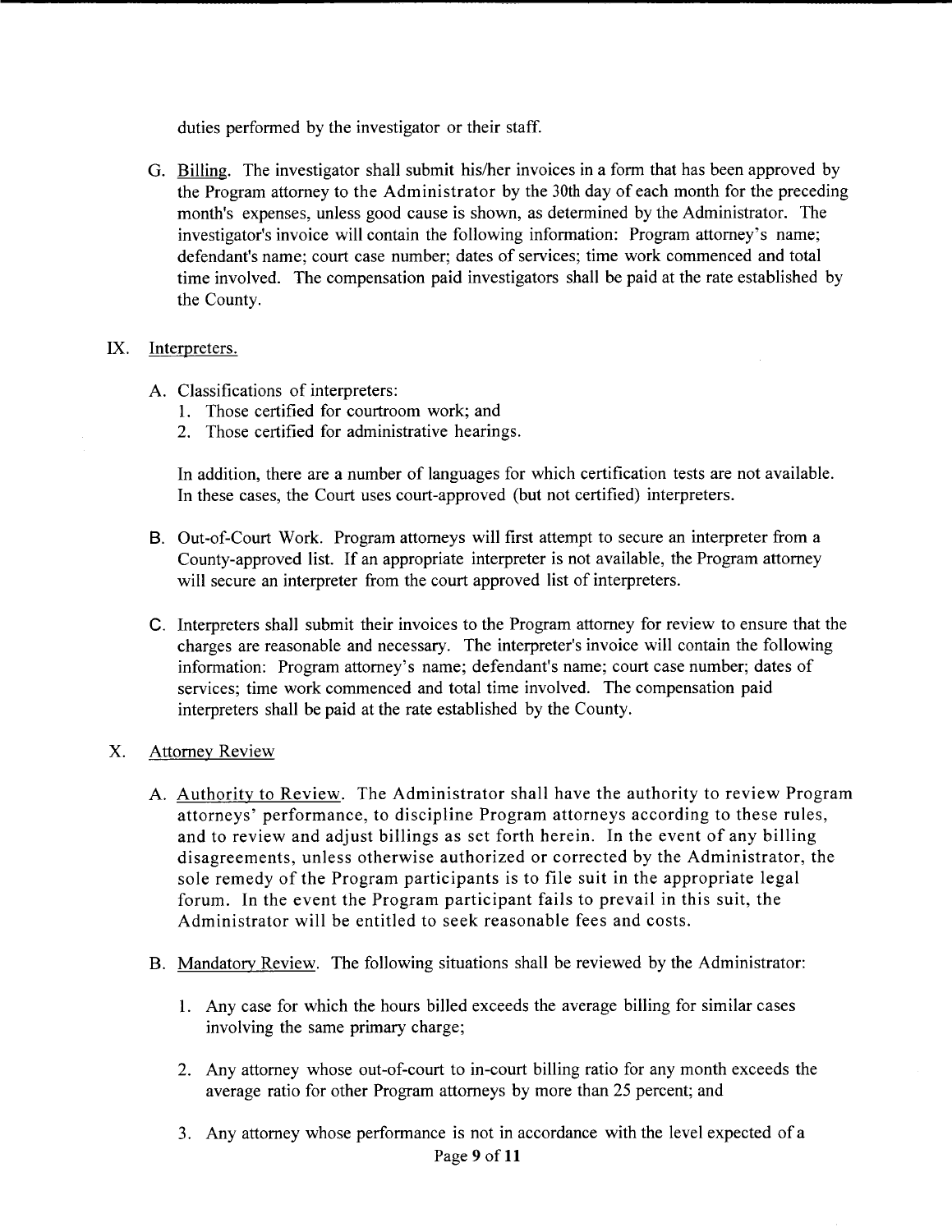duties performed by the investigator or their staff.

G. Billing. The investigator shall submit his/her invoices in a form that has been approved by the Program attorney to the Administrator by the 30th day of each month for the preceding month's expenses, unless good cause is shown, as determined by the Administrator. The investigator's invoice will contain the following information: Program attorney's name; defendant's name; court case number; dates of services; time work commenced and total time involved. The compensation paid investigators shall be paid at the rate established by the County.

IX. Interpreters.

A. Classifications of interpreters:
   1. Those certified for courtroom work; and
   2. Those certified for administrative hearings.

   In addition, there are a number of languages for which certification tests are not available. In these cases, the Court uses court-approved (but not certified) interpreters.

B. Out-of-Court Work. Program attorneys will first attempt to secure an interpreter from a County-approved list. If an appropriate interpreter is not available, the Program attorney will secure an interpreter from the court approved list of interpreters.

C. Interpreters shall submit their invoices to the Program attorney for review to ensure that the charges are reasonable and necessary. The interpreter's invoice will contain the following information: Program attorney's name; defendant's name; court case number; dates of services; time work commenced and total time involved. The compensation paid interpreters shall be paid at the rate established by the County.

X. Attorney Review

A. Authority to Review. The Administrator shall have the authority to review Program attorneys' performance, to discipline Program attorneys according to these rules, and to review and adjust billings as set forth herein. In the event of any billing disagreements, unless otherwise authorized or corrected by the Administrator, the sole remedy of the Program participants is to file suit in the appropriate legal forum. In the event the Program participant fails to prevail in this suit, the Administrator will be entitled to seek reasonable fees and costs.

B. Mandatory Review. The following situations shall be reviewed by the Administrator:

   1. Any case for which the hours billed exceeds the average billing for similar cases involving the same primary charge;

   2. Any attorney whose out-of-court to in-court billing ratio for any month exceeds the average ratio for other Program attorneys by more than 25 percent; and

   3. Any attorney whose performance is not in accordance with the level expected of a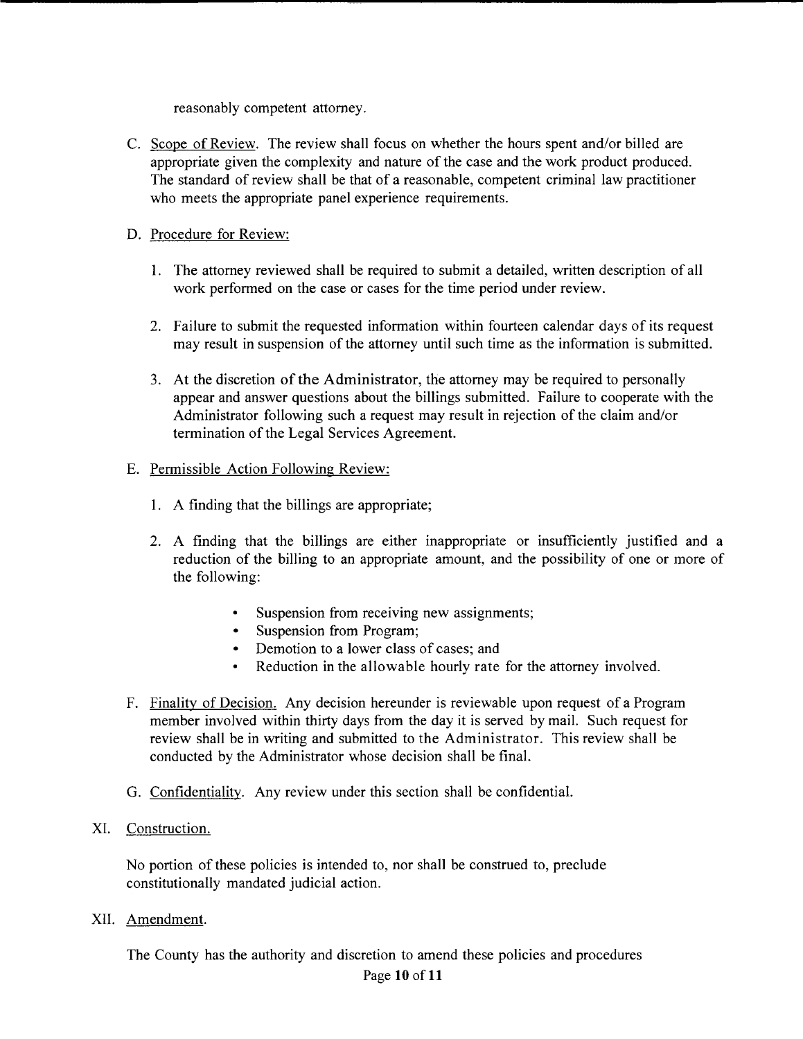reasonably competent attorney.

C. Scope of Review. The review shall focus on whether the hours spent and/or billed are appropriate given the complexity and nature of the case and the work product produced. The standard of review shall be that of a reasonable, competent criminal law practitioner who meets the appropriate panel experience requirements.

D. Procedure for Review:

1. The attorney reviewed shall be required to submit a detailed, written description of all work performed on the case or cases for the time period under review.

2. Failure to submit the requested information within fourteen calendar days of its request may result in suspension of the attorney until such time as the information is submitted.

3. At the discretion of the Administrator, the attorney may be required to personally appear and answer questions about the billings submitted. Failure to cooperate with the Administrator following such a request may result in rejection of the claim and/or termination of the Legal Services Agreement.

E. Permissible Action Following Review:

1. A finding that the billings are appropriate;

2. A finding that the billings are either inappropriate or insufficiently justified and a reduction of the billing to an appropriate amount, and the possibility of one or more of the following:

   - Suspension from receiving new assignments;
   - Suspension from Program;
   - Demotion to a lower class of cases; and
   - Reduction in the allowable hourly rate for the attorney involved.

F. Finality of Decision. Any decision hereunder is reviewable upon request of a Program member involved within thirty days from the day it is served by mail. Such request for review shall be in writing and submitted to the Administrator. This review shall be conducted by the Administrator whose decision shall be final.

G. Confidentiality. Any review under this section shall be confidential.

XI. Construction.

No portion of these policies is intended to, nor shall be construed to, preclude constitutionally mandated judicial action.

XII. Amendment.

The County has the authority and discretion to amend these policies and procedures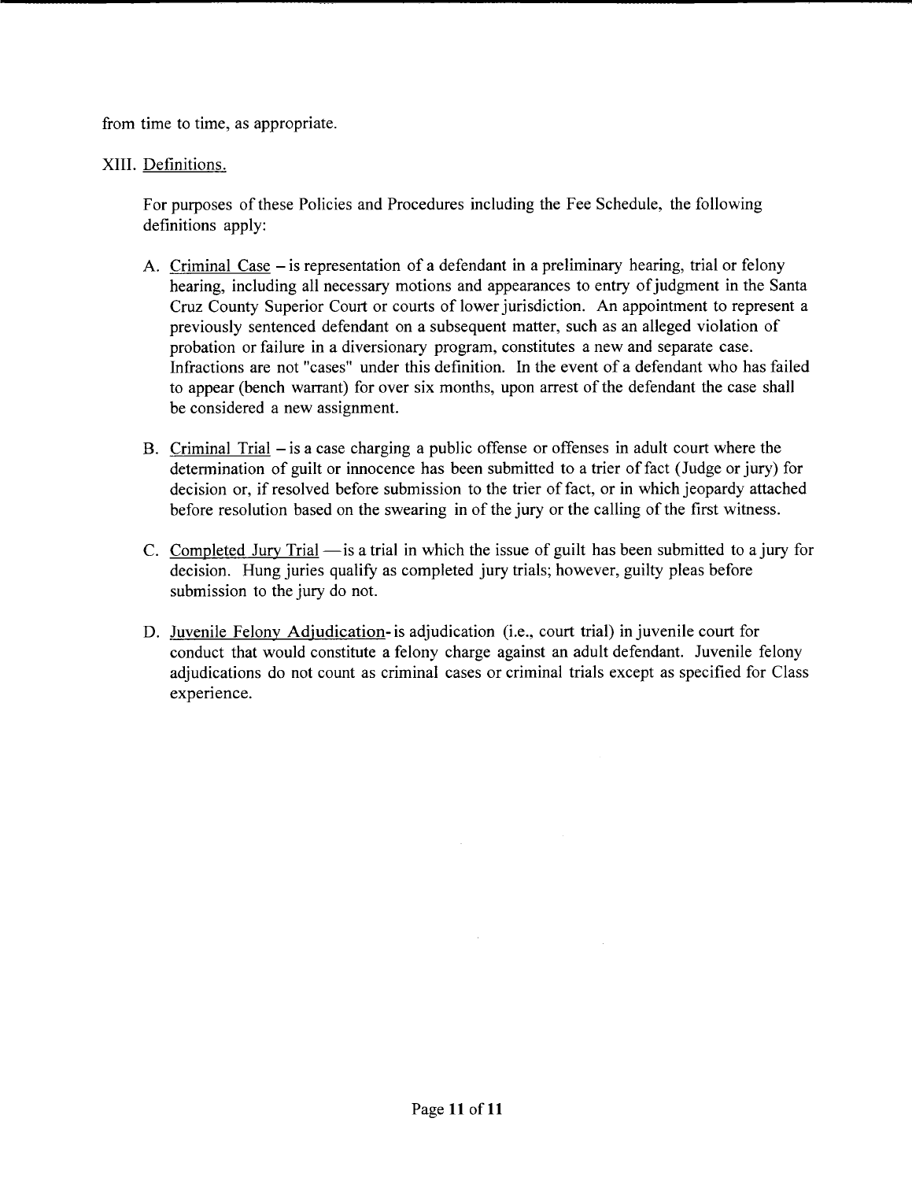from time to time, as appropriate.

XIII. Definitions.

For purposes of these Policies and Procedures including the Fee Schedule, the following definitions apply:

A. Criminal Case – is representation of a defendant in a preliminary hearing, trial or felony hearing, including all necessary motions and appearances to entry of judgment in the Santa Cruz County Superior Court or courts of lower jurisdiction. An appointment to represent a previously sentenced defendant on a subsequent matter, such as an alleged violation of probation or failure in a diversionary program, constitutes a new and separate case. Infractions are not "cases" under this definition. In the event of a defendant who has failed to appear (bench warrant) for over six months, upon arrest of the defendant the case shall be considered a new assignment.

B. Criminal Trial – is a case charging a public offense or offenses in adult court where the determination of guilt or innocence has been submitted to a trier of fact (Judge or jury) for decision or, if resolved before submission to the trier of fact, or in which jeopardy attached before resolution based on the swearing in of the jury or the calling of the first witness.

C. Completed Jury Trial —is a trial in which the issue of guilt has been submitted to a jury for decision. Hung juries qualify as completed jury trials; however, guilty pleas before submission to the jury do not.

D. Juvenile Felony Adjudication- is adjudication (i.e., court trial) in juvenile court for conduct that would constitute a felony charge against an adult defendant. Juvenile felony adjudications do not count as criminal cases or criminal trials except as specified for Class experience.